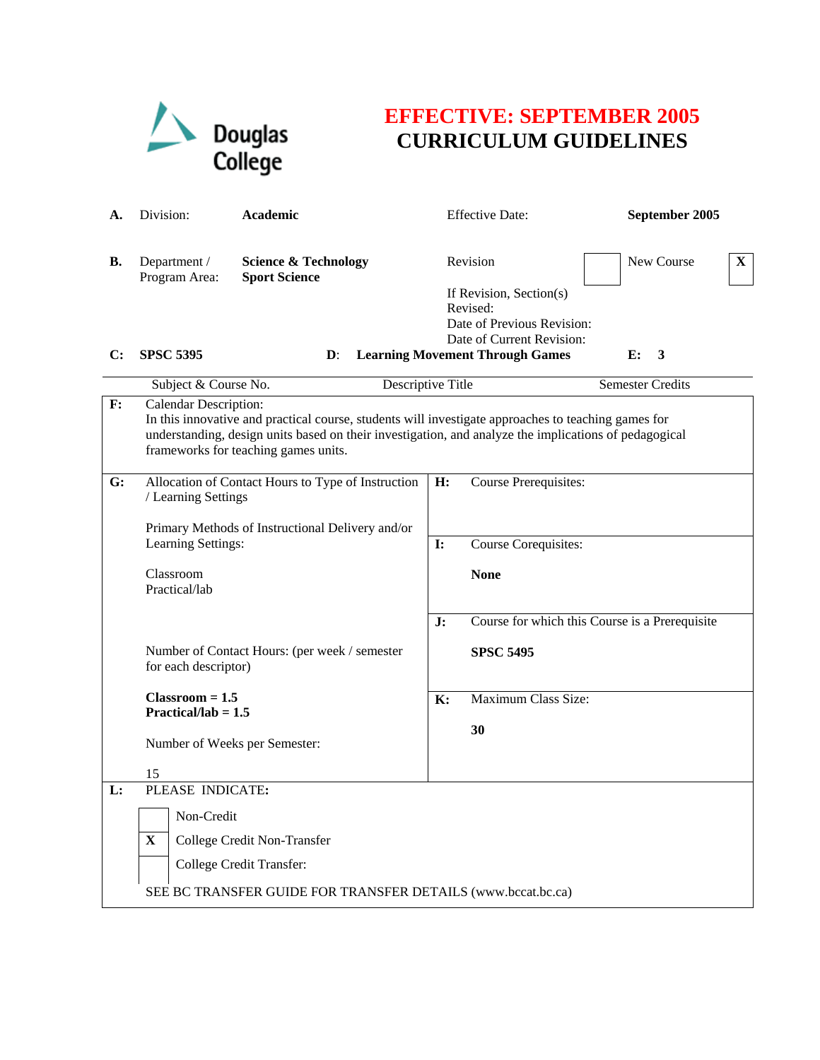Douglas College

# EFFECTIVE: SEPTEMBER 2005
# CURRICULUM GUIDELINES

| | | | | |
|---|---|---|---|---|
| **A.** | Division: | **Academic** | Effective Date: | **September 2005** |
| **B.** | Department / Program Area: | **Science & Technology** **Sport Science** | Revision [ ] | New Course [X] |
| | | | If Revision, Section(s) Revised: | |
| | | | Date of Previous Revision: | |
| | | | Date of Current Revision: | |

| **C:** | **SPSC 5395** | **D:** | **Learning Movement Through Games** | **E:** | **3** |
|---|---|---|---|---|---|
| | Subject & Course No. | | Descriptive Title | | Semester Credits |

**F:** Calendar Description:
In this innovative and practical course, students will investigate approaches to teaching games for understanding, design units based on their investigation, and analyze the implications of pedagogical frameworks for teaching games units.

**G:** Allocation of Contact Hours to Type of Instruction / Learning Settings

Primary Methods of Instructional Delivery and/or Learning Settings:

Classroom
Practical/lab

Number of Contact Hours: (per week / semester for each descriptor)

**Classroom = 1.5**
**Practical/lab = 1.5**

Number of Weeks per Semester:

15

**H:** Course Prerequisites:

**I:** Course Corequisites:

**None**

**J:** Course for which this Course is a Prerequisite

**SPSC 5495**

**K:** Maximum Class Size:

**30**

**L:** PLEASE INDICATE:

- [ ] Non-Credit
- [X] College Credit Non-Transfer
- [ ] College Credit Transfer:

SEE BC TRANSFER GUIDE FOR TRANSFER DETAILS (www.bccat.bc.ca)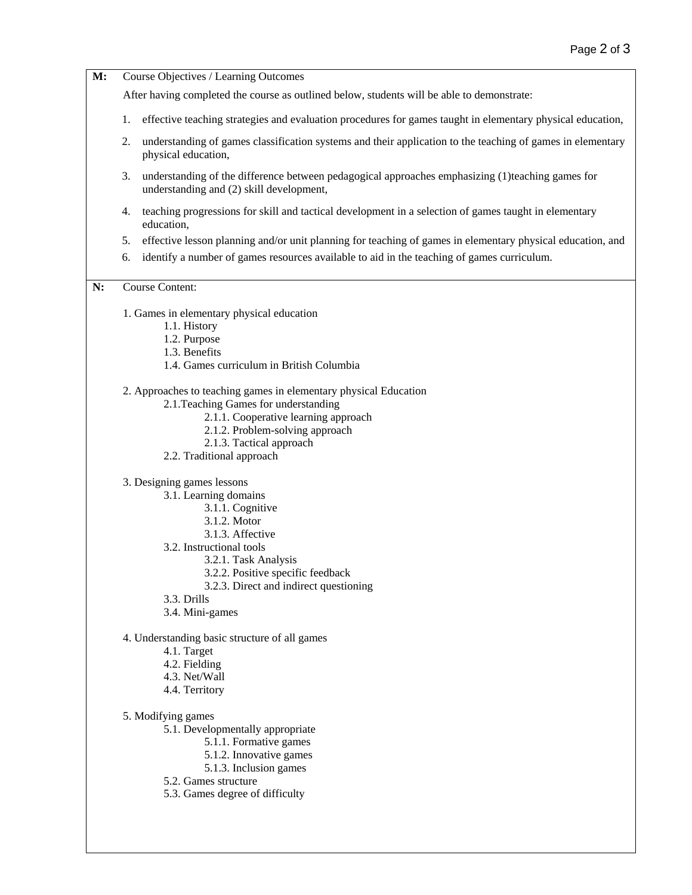**M:** Course Objectives / Learning Outcomes

After having completed the course as outlined below, students will be able to demonstrate:

1. effective teaching strategies and evaluation procedures for games taught in elementary physical education,
2. understanding of games classification systems and their application to the teaching of games in elementary physical education,
3. understanding of the difference between pedagogical approaches emphasizing (1)teaching games for understanding and (2) skill development,
4. teaching progressions for skill and tactical development in a selection of games taught in elementary education,
5. effective lesson planning and/or unit planning for teaching of games in elementary physical education, and
6. identify a number of games resources available to aid in the teaching of games curriculum.

**N:** Course Content:

1. Games in elementary physical education
    - 1.1. History
    - 1.2. Purpose
    - 1.3. Benefits
    - 1.4. Games curriculum in British Columbia

2. Approaches to teaching games in elementary physical Education
    - 2.1. Teaching Games for understanding
        - 2.1.1. Cooperative learning approach
        - 2.1.2. Problem-solving approach
        - 2.1.3. Tactical approach
    - 2.2. Traditional approach

3. Designing games lessons
    - 3.1. Learning domains
        - 3.1.1. Cognitive
        - 3.1.2. Motor
        - 3.1.3. Affective
    - 3.2. Instructional tools
        - 3.2.1. Task Analysis
        - 3.2.2. Positive specific feedback
        - 3.2.3. Direct and indirect questioning
    - 3.3. Drills
    - 3.4. Mini-games

4. Understanding basic structure of all games
    - 4.1. Target
    - 4.2. Fielding
    - 4.3. Net/Wall
    - 4.4. Territory

5. Modifying games
    - 5.1. Developmentally appropriate
        - 5.1.1. Formative games
        - 5.1.2. Innovative games
        - 5.1.3. Inclusion games
    - 5.2. Games structure
    - 5.3. Games degree of difficulty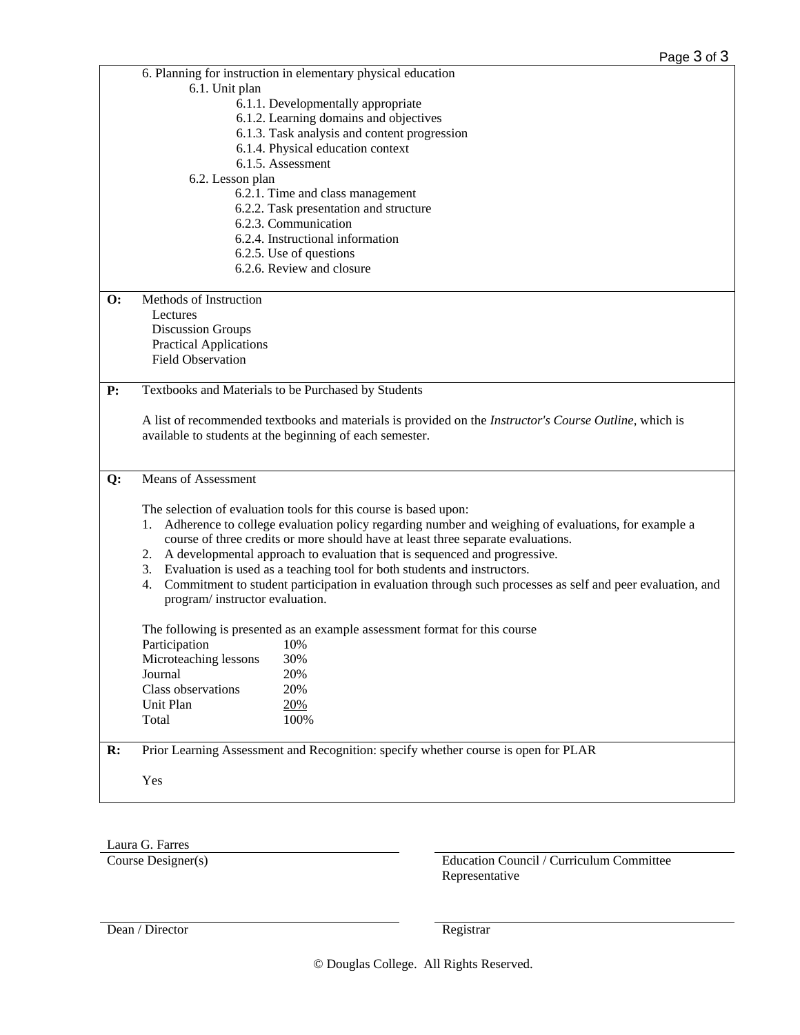6. Planning for instruction in elementary physical education
    - 6.1. Unit plan
        - 6.1.1. Developmentally appropriate
        - 6.1.2. Learning domains and objectives
        - 6.1.3. Task analysis and content progression
        - 6.1.4. Physical education context
        - 6.1.5. Assessment
    - 6.2. Lesson plan
        - 6.2.1. Time and class management
        - 6.2.2. Task presentation and structure
        - 6.2.3. Communication
        - 6.2.4. Instructional information
        - 6.2.5. Use of questions
        - 6.2.6. Review and closure

**O:** Methods of Instruction

Lectures
Discussion Groups
Practical Applications
Field Observation

**P:** Textbooks and Materials to be Purchased by Students

A list of recommended textbooks and materials is provided on the *Instructor's Course Outline*, which is available to students at the beginning of each semester.

**Q:** Means of Assessment

The selection of evaluation tools for this course is based upon:

1. Adherence to college evaluation policy regarding number and weighing of evaluations, for example a course of three credits or more should have at least three separate evaluations.
2. A developmental approach to evaluation that is sequenced and progressive.
3. Evaluation is used as a teaching tool for both students and instructors.
4. Commitment to student participation in evaluation through such processes as self and peer evaluation, and program/ instructor evaluation.

The following is presented as an example assessment format for this course

| | |
|---|---|
| Participation | 10% |
| Microteaching lessons | 30% |
| Journal | 20% |
| Class observations | 20% |
| Unit Plan | 20% |
| Total | 100% |

**R:** Prior Learning Assessment and Recognition: specify whether course is open for PLAR

Yes

Laura G. Farres
Course Designer(s)

Education Council / Curriculum Committee Representative

Dean / Director

Registrar

© Douglas College. All Rights Reserved.